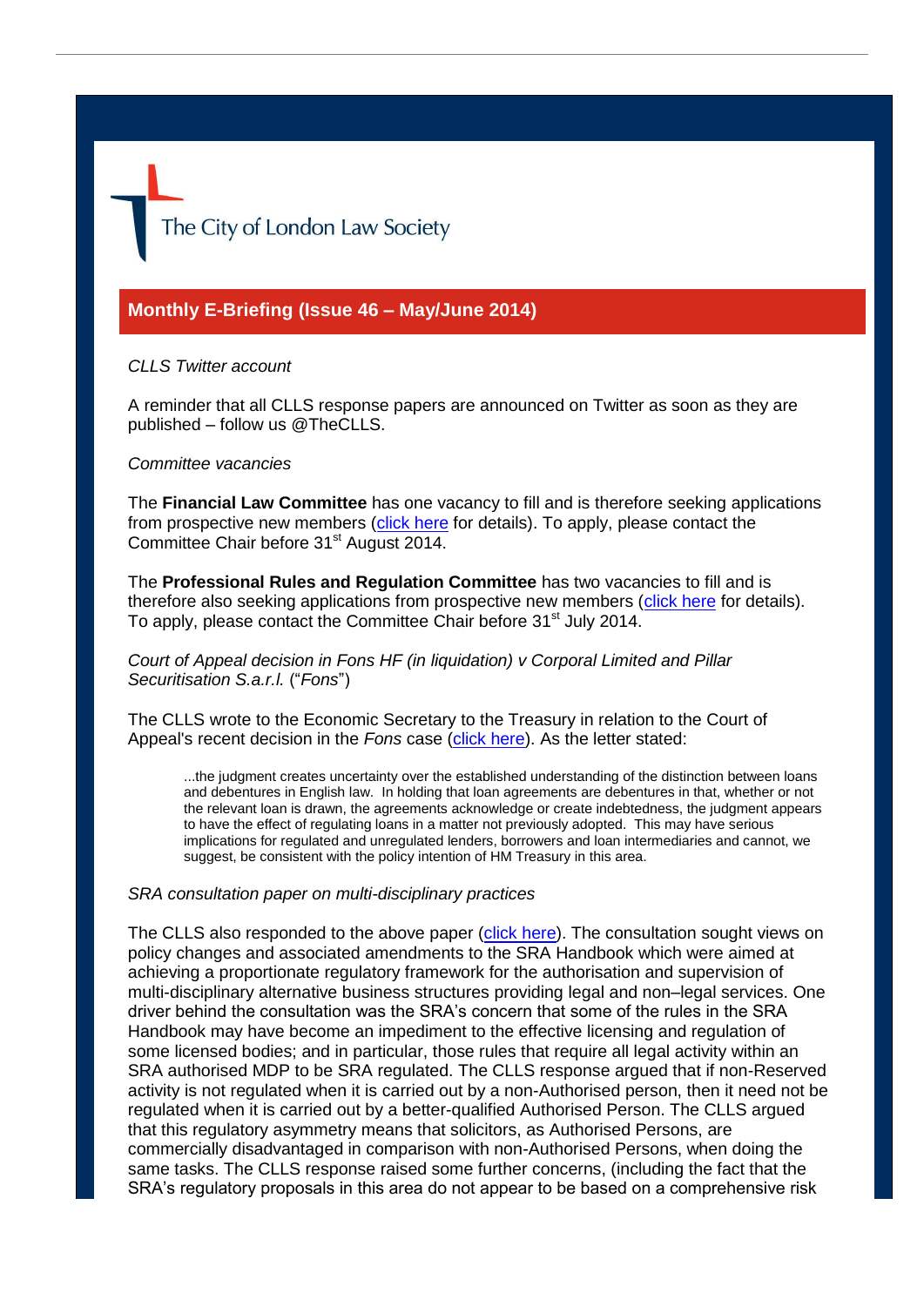The City of London Law Society

## Monthly E-Briefing (Issue 46 – May/June 2014)

*CLLS Twitter account*

A reminder that all CLLS response papers are announced on Twitter as soon as they are published – follow us @TheCLLS.

*Committee vacancies*

The **Financial Law Committee** has one vacancy to fill and is therefore seeking applications from prospective new members (click here for details). To apply, please contact the Committee Chair before 31st August 2014.

The **Professional Rules and Regulation Committee** has two vacancies to fill and is therefore also seeking applications from prospective new members (click here for details). To apply, please contact the Committee Chair before 31st July 2014.

*Court of Appeal decision in Fons HF (in liquidation) v Corporal Limited and Pillar Securitisation S.a.r.l.* ("*Fons*")

The CLLS wrote to the Economic Secretary to the Treasury in relation to the Court of Appeal's recent decision in the *Fons* case (click here). As the letter stated:

> ...the judgment creates uncertainty over the established understanding of the distinction between loans and debentures in English law. In holding that loan agreements are debentures in that, whether or not the relevant loan is drawn, the agreements acknowledge or create indebtedness, the judgment appears to have the effect of regulating loans in a matter not previously adopted. This may have serious implications for regulated and unregulated lenders, borrowers and loan intermediaries and cannot, we suggest, be consistent with the policy intention of HM Treasury in this area.

*SRA consultation paper on multi-disciplinary practices*

The CLLS also responded to the above paper (click here). The consultation sought views on policy changes and associated amendments to the SRA Handbook which were aimed at achieving a proportionate regulatory framework for the authorisation and supervision of multi-disciplinary alternative business structures providing legal and non–legal services. One driver behind the consultation was the SRA's concern that some of the rules in the SRA Handbook may have become an impediment to the effective licensing and regulation of some licensed bodies; and in particular, those rules that require all legal activity within an SRA authorised MDP to be SRA regulated. The CLLS response argued that if non-Reserved activity is not regulated when it is carried out by a non-Authorised person, then it need not be regulated when it is carried out by a better-qualified Authorised Person. The CLLS argued that this regulatory asymmetry means that solicitors, as Authorised Persons, are commercially disadvantaged in comparison with non-Authorised Persons, when doing the same tasks. The CLLS response raised some further concerns, (including the fact that the SRA's regulatory proposals in this area do not appear to be based on a comprehensive risk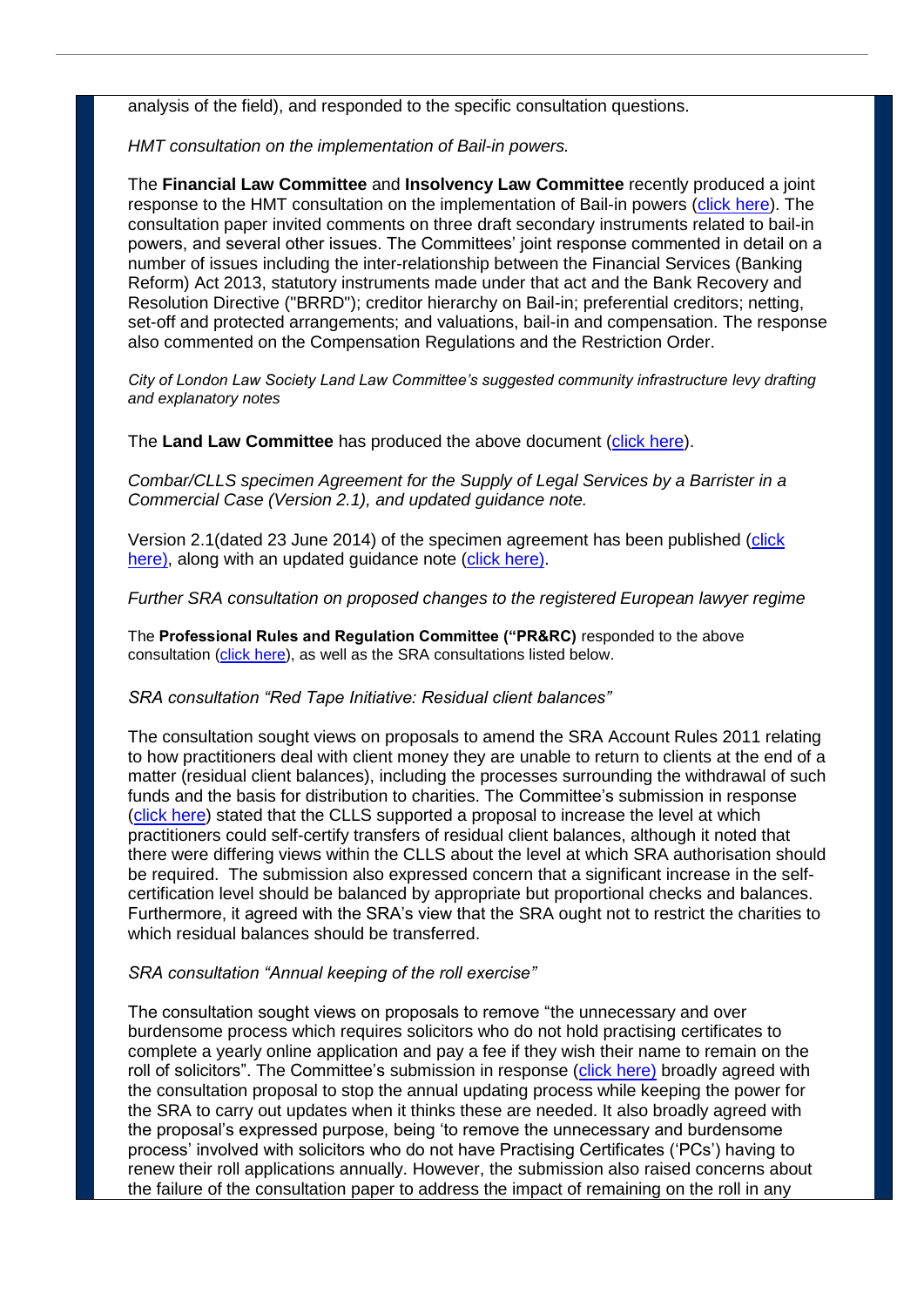analysis of the field), and responded to the specific consultation questions.

*HMT consultation on the implementation of Bail-in powers.*

The **Financial Law Committee** and **Insolvency Law Committee** recently produced a joint response to the HMT consultation on the implementation of Bail-in powers (click here). The consultation paper invited comments on three draft secondary instruments related to bail-in powers, and several other issues. The Committees' joint response commented in detail on a number of issues including the inter-relationship between the Financial Services (Banking Reform) Act 2013, statutory instruments made under that act and the Bank Recovery and Resolution Directive ("BRRD"); creditor hierarchy on Bail-in; preferential creditors; netting, set-off and protected arrangements; and valuations, bail-in and compensation. The response also commented on the Compensation Regulations and the Restriction Order.

*City of London Law Society Land Law Committee's suggested community infrastructure levy drafting and explanatory notes*

The **Land Law Committee** has produced the above document (click here).

*Combar/CLLS specimen Agreement for the Supply of Legal Services by a Barrister in a Commercial Case (Version 2.1), and updated guidance note.*

Version 2.1(dated 23 June 2014) of the specimen agreement has been published (click here), along with an updated guidance note (click here).

*Further SRA consultation on proposed changes to the registered European lawyer regime*

The **Professional Rules and Regulation Committee ("PR&RC)** responded to the above consultation (click here), as well as the SRA consultations listed below.

*SRA consultation "Red Tape Initiative: Residual client balances"*

The consultation sought views on proposals to amend the SRA Account Rules 2011 relating to how practitioners deal with client money they are unable to return to clients at the end of a matter (residual client balances), including the processes surrounding the withdrawal of such funds and the basis for distribution to charities. The Committee's submission in response (click here) stated that the CLLS supported a proposal to increase the level at which practitioners could self-certify transfers of residual client balances, although it noted that there were differing views within the CLLS about the level at which SRA authorisation should be required. The submission also expressed concern that a significant increase in the self-certification level should be balanced by appropriate but proportional checks and balances. Furthermore, it agreed with the SRA's view that the SRA ought not to restrict the charities to which residual balances should be transferred.

*SRA consultation "Annual keeping of the roll exercise"*

The consultation sought views on proposals to remove "the unnecessary and over burdensome process which requires solicitors who do not hold practising certificates to complete a yearly online application and pay a fee if they wish their name to remain on the roll of solicitors". The Committee's submission in response (click here) broadly agreed with the consultation proposal to stop the annual updating process while keeping the power for the SRA to carry out updates when it thinks these are needed. It also broadly agreed with the proposal's expressed purpose, being 'to remove the unnecessary and burdensome process' involved with solicitors who do not have Practising Certificates ('PCs') having to renew their roll applications annually. However, the submission also raised concerns about the failure of the consultation paper to address the impact of remaining on the roll in any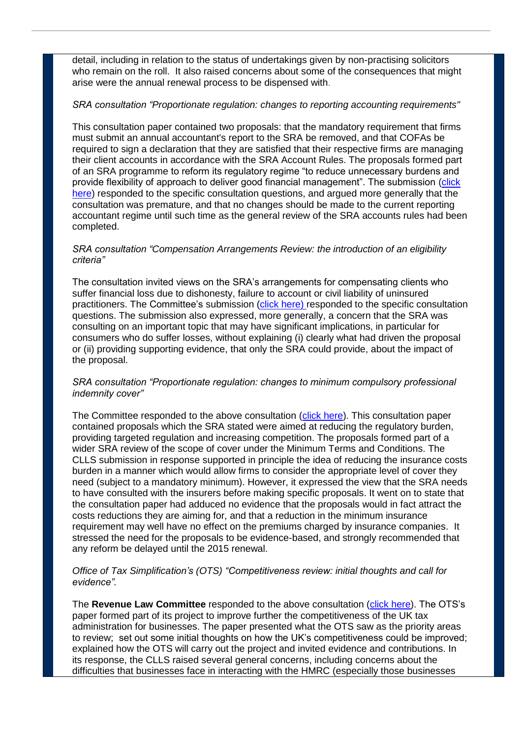detail, including in relation to the status of undertakings given by non-practising solicitors who remain on the roll. It also raised concerns about some of the consequences that might arise were the annual renewal process to be dispensed with.

*SRA consultation "Proportionate regulation: changes to reporting accounting requirements"*

This consultation paper contained two proposals: that the mandatory requirement that firms must submit an annual accountant's report to the SRA be removed, and that COFAs be required to sign a declaration that they are satisfied that their respective firms are managing their client accounts in accordance with the SRA Account Rules. The proposals formed part of an SRA programme to reform its regulatory regime "to reduce unnecessary burdens and provide flexibility of approach to deliver good financial management". The submission (click here) responded to the specific consultation questions, and argued more generally that the consultation was premature, and that no changes should be made to the current reporting accountant regime until such time as the general review of the SRA accounts rules had been completed.

*SRA consultation "Compensation Arrangements Review: the introduction of an eligibility criteria"*

The consultation invited views on the SRA's arrangements for compensating clients who suffer financial loss due to dishonesty, failure to account or civil liability of uninsured practitioners. The Committee's submission (click here) responded to the specific consultation questions. The submission also expressed, more generally, a concern that the SRA was consulting on an important topic that may have significant implications, in particular for consumers who do suffer losses, without explaining (i) clearly what had driven the proposal or (ii) providing supporting evidence, that only the SRA could provide, about the impact of the proposal.

*SRA consultation "Proportionate regulation: changes to minimum compulsory professional indemnity cover"*

The Committee responded to the above consultation (click here). This consultation paper contained proposals which the SRA stated were aimed at reducing the regulatory burden, providing targeted regulation and increasing competition. The proposals formed part of a wider SRA review of the scope of cover under the Minimum Terms and Conditions. The CLLS submission in response supported in principle the idea of reducing the insurance costs burden in a manner which would allow firms to consider the appropriate level of cover they need (subject to a mandatory minimum). However, it expressed the view that the SRA needs to have consulted with the insurers before making specific proposals. It went on to state that the consultation paper had adduced no evidence that the proposals would in fact attract the costs reductions they are aiming for, and that a reduction in the minimum insurance requirement may well have no effect on the premiums charged by insurance companies. It stressed the need for the proposals to be evidence-based, and strongly recommended that any reform be delayed until the 2015 renewal.

*Office of Tax Simplification's (OTS) "Competitiveness review: initial thoughts and call for evidence".*

The **Revenue Law Committee** responded to the above consultation (click here). The OTS's paper formed part of its project to improve further the competitiveness of the UK tax administration for businesses. The paper presented what the OTS saw as the priority areas to review; set out some initial thoughts on how the UK's competitiveness could be improved; explained how the OTS will carry out the project and invited evidence and contributions. In its response, the CLLS raised several general concerns, including concerns about the difficulties that businesses face in interacting with the HMRC (especially those businesses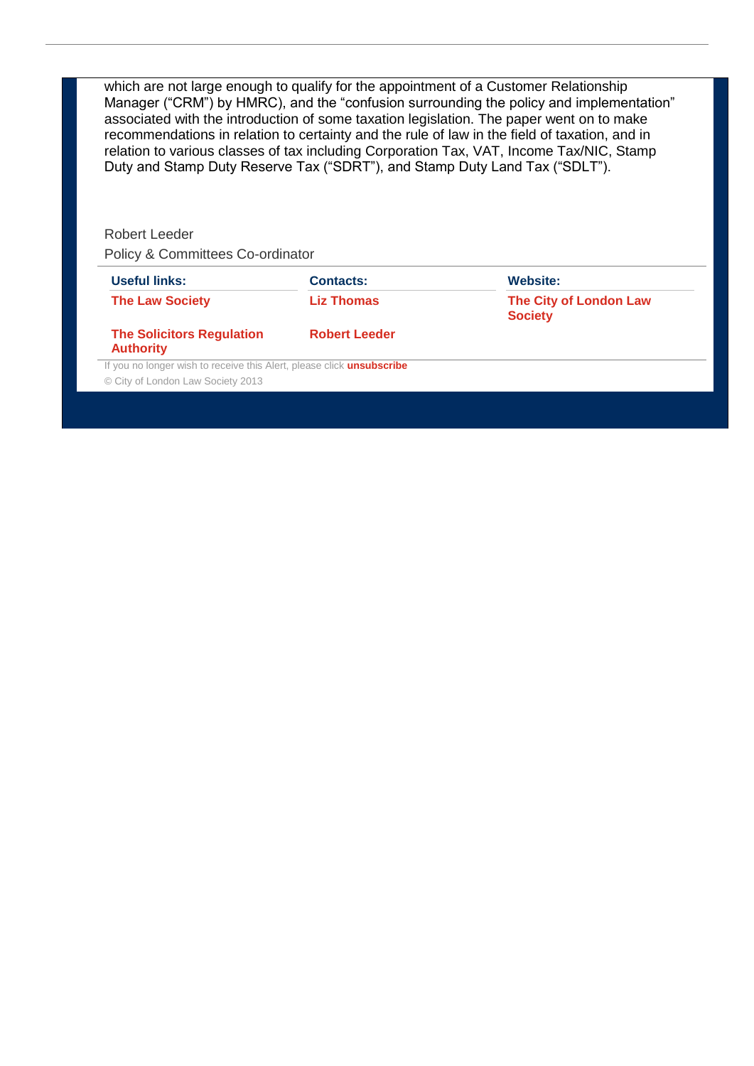which are not large enough to qualify for the appointment of a Customer Relationship Manager ("CRM") by HMRC), and the "confusion surrounding the policy and implementation" associated with the introduction of some taxation legislation. The paper went on to make recommendations in relation to certainty and the rule of law in the field of taxation, and in relation to various classes of tax including Corporation Tax, VAT, Income Tax/NIC, Stamp Duty and Stamp Duty Reserve Tax ("SDRT"), and Stamp Duty Land Tax ("SDLT").

Robert Leeder

Policy & Committees Co-ordinator

| Useful links: | Contacts: | Website: |
|---|---|---|
| **The Law Society** | **Liz Thomas** | **The City of London Law Society** |
| **The Solicitors Regulation Authority** | **Robert Leeder** | |

If you no longer wish to receive this Alert, please click **unsubscribe**

© City of London Law Society 2013